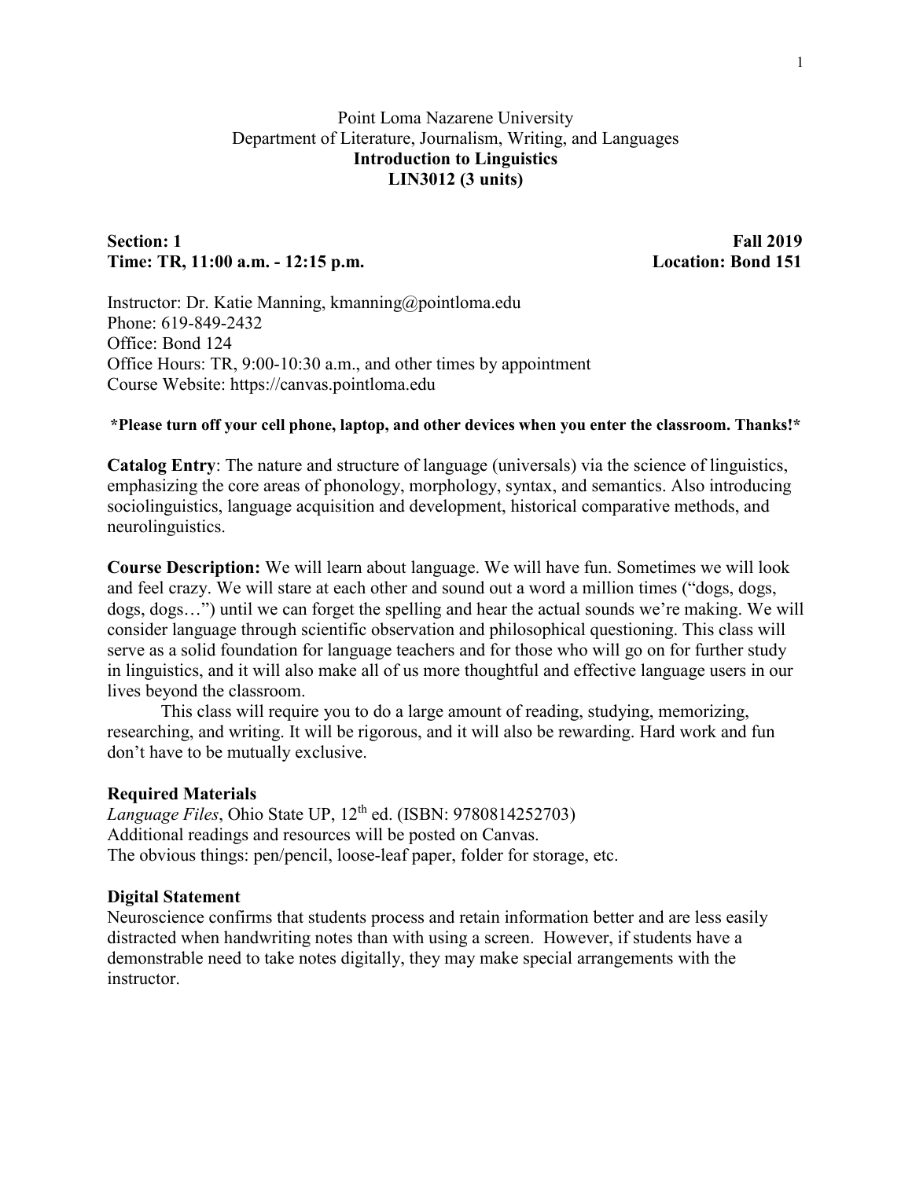Point Loma Nazarene University
Department of Literature, Journalism, Writing, and Languages

# Introduction to Linguistics
# LIN3012 (3 units)

**Section: 1** **Fall 2019**
**Time: TR, 11:00 a.m. - 12:15 p.m.** **Location: Bond 151**

Instructor: Dr. Katie Manning, kmanning@pointloma.edu
Phone: 619-849-2432
Office: Bond 124
Office Hours: TR, 9:00-10:30 a.m., and other times by appointment
Course Website: https://canvas.pointloma.edu

**\*Please turn off your cell phone, laptop, and other devices when you enter the classroom. Thanks!\***

**Catalog Entry**: The nature and structure of language (universals) via the science of linguistics, emphasizing the core areas of phonology, morphology, syntax, and semantics. Also introducing sociolinguistics, language acquisition and development, historical comparative methods, and neurolinguistics.

**Course Description:** We will learn about language. We will have fun. Sometimes we will look and feel crazy. We will stare at each other and sound out a word a million times ("dogs, dogs, dogs, dogs…") until we can forget the spelling and hear the actual sounds we're making. We will consider language through scientific observation and philosophical questioning. This class will serve as a solid foundation for language teachers and for those who will go on for further study in linguistics, and it will also make all of us more thoughtful and effective language users in our lives beyond the classroom.

This class will require you to do a large amount of reading, studying, memorizing, researching, and writing. It will be rigorous, and it will also be rewarding. Hard work and fun don't have to be mutually exclusive.

## Required Materials

*Language Files*, Ohio State UP, 12th ed. (ISBN: 9780814252703)
Additional readings and resources will be posted on Canvas.
The obvious things: pen/pencil, loose-leaf paper, folder for storage, etc.

## Digital Statement

Neuroscience confirms that students process and retain information better and are less easily distracted when handwriting notes than with using a screen. However, if students have a demonstrable need to take notes digitally, they may make special arrangements with the instructor.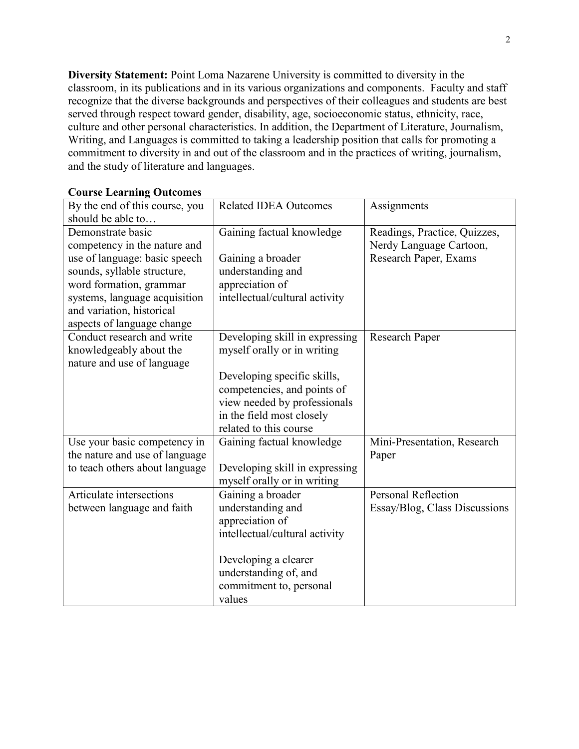**Diversity Statement:** Point Loma Nazarene University is committed to diversity in the classroom, in its publications and in its various organizations and components. Faculty and staff recognize that the diverse backgrounds and perspectives of their colleagues and students are best served through respect toward gender, disability, age, socioeconomic status, ethnicity, race, culture and other personal characteristics. In addition, the Department of Literature, Journalism, Writing, and Languages is committed to taking a leadership position that calls for promoting a commitment to diversity in and out of the classroom and in the practices of writing, journalism, and the study of literature and languages.

**Course Learning Outcomes**

| By the end of this course, you should be able to… | Related IDEA Outcomes | Assignments |
|---|---|---|
| Demonstrate basic competency in the nature and use of language: basic speech sounds, syllable structure, word formation, grammar systems, language acquisition and variation, historical aspects of language change | Gaining factual knowledge<br><br>Gaining a broader understanding and appreciation of intellectual/cultural activity | Readings, Practice, Quizzes, Nerdy Language Cartoon, Research Paper, Exams |
| Conduct research and write knowledgeably about the nature and use of language | Developing skill in expressing myself orally or in writing<br><br>Developing specific skills, competencies, and points of view needed by professionals in the field most closely related to this course | Research Paper |
| Use your basic competency in the nature and use of language to teach others about language | Gaining factual knowledge<br><br>Developing skill in expressing myself orally or in writing | Mini-Presentation, Research Paper |
| Articulate intersections between language and faith | Gaining a broader understanding and appreciation of intellectual/cultural activity<br><br>Developing a clearer understanding of, and commitment to, personal values | Personal Reflection Essay/Blog, Class Discussions |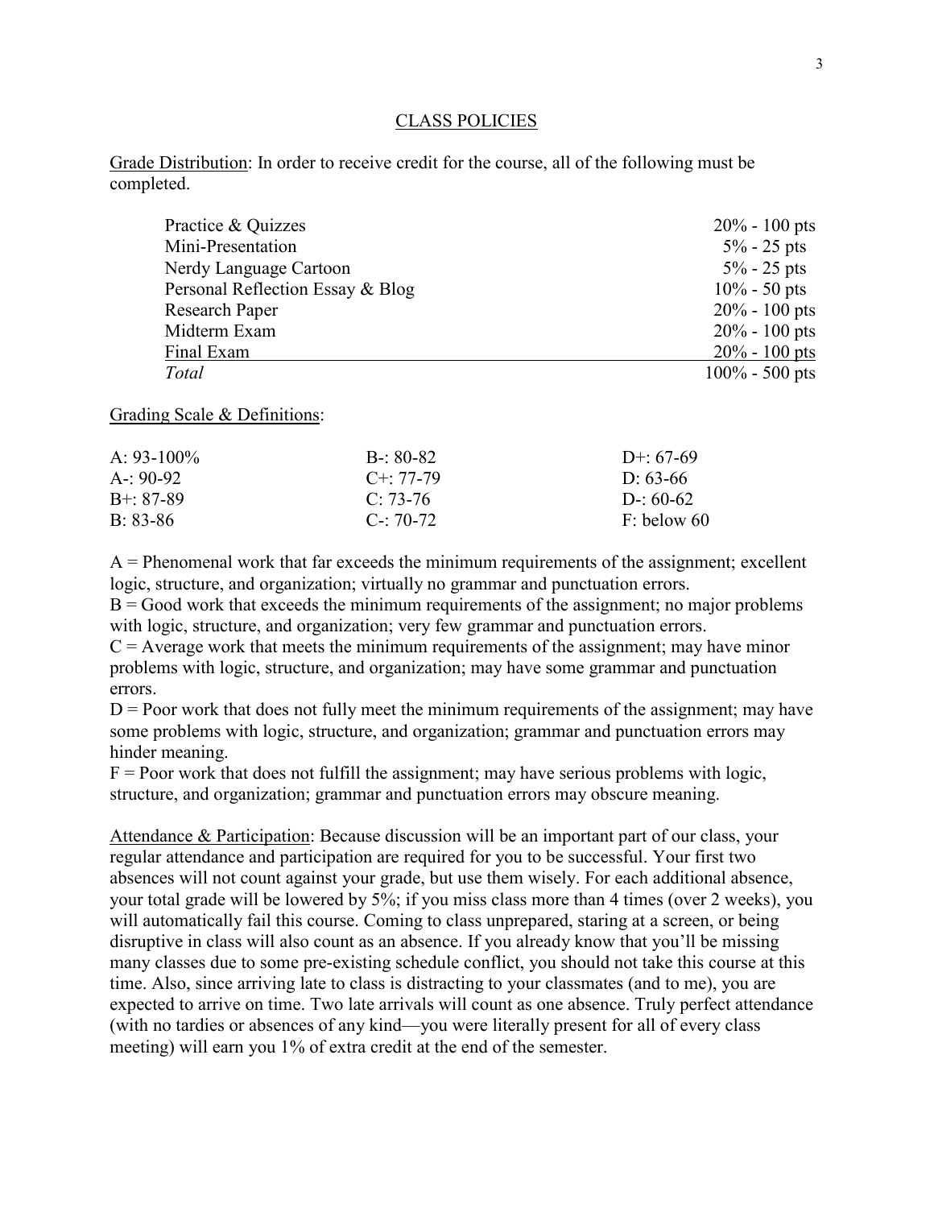## CLASS POLICIES

Grade Distribution: In order to receive credit for the course, all of the following must be completed.

| | |
|---|---|
| Practice & Quizzes | 20% - 100 pts |
| Mini-Presentation | 5% - 25 pts |
| Nerdy Language Cartoon | 5% - 25 pts |
| Personal Reflection Essay & Blog | 10% - 50 pts |
| Research Paper | 20% - 100 pts |
| Midterm Exam | 20% - 100 pts |
| Final Exam | 20% - 100 pts |
| *Total* | 100% - 500 pts |

Grading Scale & Definitions:

| | | |
|---|---|---|
| A: 93-100% | B-: 80-82 | D+: 67-69 |
| A-: 90-92 | C+: 77-79 | D: 63-66 |
| B+: 87-89 | C: 73-76 | D-: 60-62 |
| B: 83-86 | C-: 70-72 | F: below 60 |

A = Phenomenal work that far exceeds the minimum requirements of the assignment; excellent logic, structure, and organization; virtually no grammar and punctuation errors.
B = Good work that exceeds the minimum requirements of the assignment; no major problems with logic, structure, and organization; very few grammar and punctuation errors.
C = Average work that meets the minimum requirements of the assignment; may have minor problems with logic, structure, and organization; may have some grammar and punctuation errors.
D = Poor work that does not fully meet the minimum requirements of the assignment; may have some problems with logic, structure, and organization; grammar and punctuation errors may hinder meaning.
F = Poor work that does not fulfill the assignment; may have serious problems with logic, structure, and organization; grammar and punctuation errors may obscure meaning.

Attendance & Participation: Because discussion will be an important part of our class, your regular attendance and participation are required for you to be successful. Your first two absences will not count against your grade, but use them wisely. For each additional absence, your total grade will be lowered by 5%; if you miss class more than 4 times (over 2 weeks), you will automatically fail this course. Coming to class unprepared, staring at a screen, or being disruptive in class will also count as an absence. If you already know that you'll be missing many classes due to some pre-existing schedule conflict, you should not take this course at this time. Also, since arriving late to class is distracting to your classmates (and to me), you are expected to arrive on time. Two late arrivals will count as one absence. Truly perfect attendance (with no tardies or absences of any kind—you were literally present for all of every class meeting) will earn you 1% of extra credit at the end of the semester.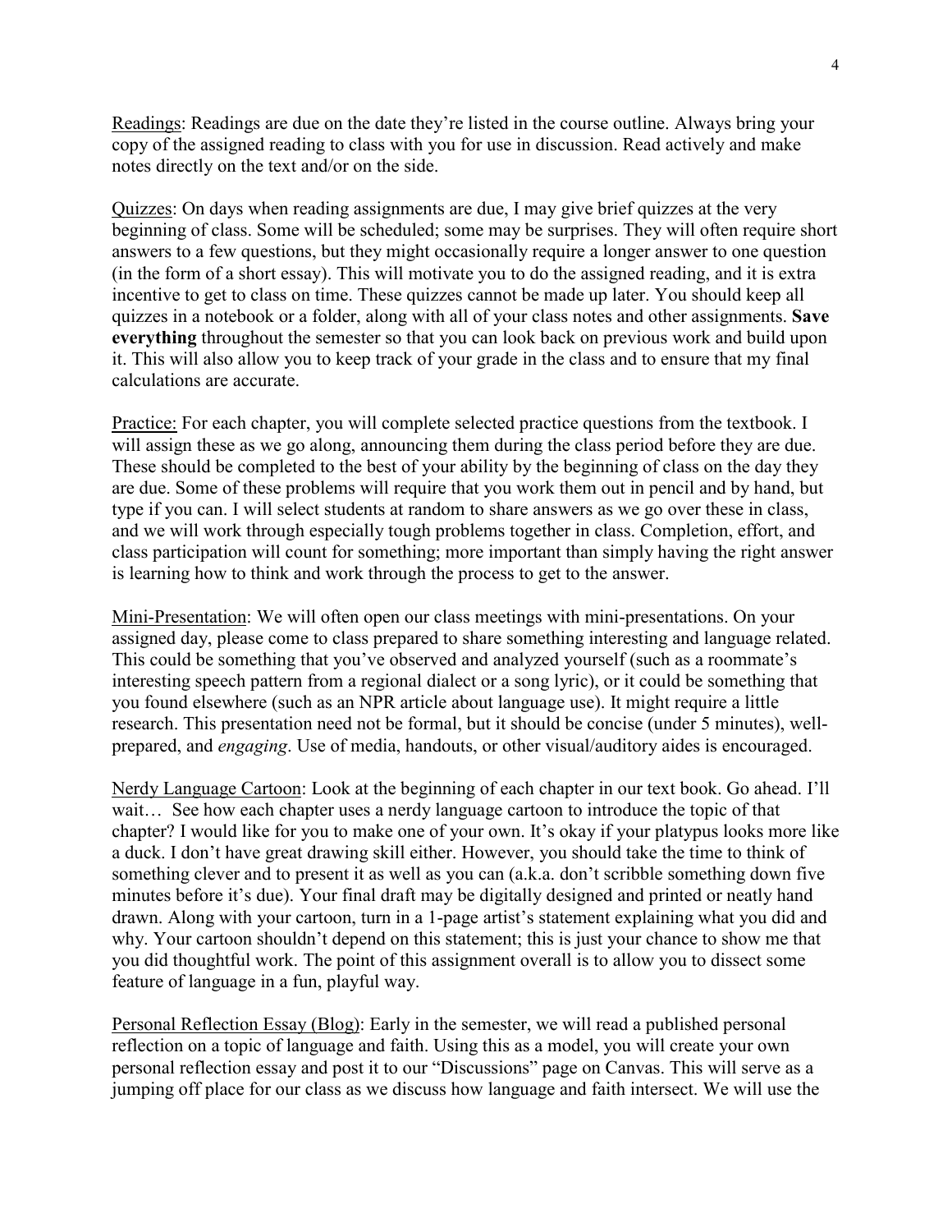<u>Readings</u>: Readings are due on the date they're listed in the course outline. Always bring your copy of the assigned reading to class with you for use in discussion. Read actively and make notes directly on the text and/or on the side.

<u>Quizzes</u>: On days when reading assignments are due, I may give brief quizzes at the very beginning of class. Some will be scheduled; some may be surprises. They will often require short answers to a few questions, but they might occasionally require a longer answer to one question (in the form of a short essay). This will motivate you to do the assigned reading, and it is extra incentive to get to class on time. These quizzes cannot be made up later. You should keep all quizzes in a notebook or a folder, along with all of your class notes and other assignments. **Save everything** throughout the semester so that you can look back on previous work and build upon it. This will also allow you to keep track of your grade in the class and to ensure that my final calculations are accurate.

<u>Practice:</u> For each chapter, you will complete selected practice questions from the textbook. I will assign these as we go along, announcing them during the class period before they are due. These should be completed to the best of your ability by the beginning of class on the day they are due. Some of these problems will require that you work them out in pencil and by hand, but type if you can. I will select students at random to share answers as we go over these in class, and we will work through especially tough problems together in class. Completion, effort, and class participation will count for something; more important than simply having the right answer is learning how to think and work through the process to get to the answer.

<u>Mini-Presentation</u>: We will often open our class meetings with mini-presentations. On your assigned day, please come to class prepared to share something interesting and language related. This could be something that you've observed and analyzed yourself (such as a roommate's interesting speech pattern from a regional dialect or a song lyric), or it could be something that you found elsewhere (such as an NPR article about language use). It might require a little research. This presentation need not be formal, but it should be concise (under 5 minutes), well-prepared, and *engaging*. Use of media, handouts, or other visual/auditory aides is encouraged.

<u>Nerdy Language Cartoon</u>: Look at the beginning of each chapter in our text book. Go ahead. I'll wait… See how each chapter uses a nerdy language cartoon to introduce the topic of that chapter? I would like for you to make one of your own. It's okay if your platypus looks more like a duck. I don't have great drawing skill either. However, you should take the time to think of something clever and to present it as well as you can (a.k.a. don't scribble something down five minutes before it's due). Your final draft may be digitally designed and printed or neatly hand drawn. Along with your cartoon, turn in a 1-page artist's statement explaining what you did and why. Your cartoon shouldn't depend on this statement; this is just your chance to show me that you did thoughtful work. The point of this assignment overall is to allow you to dissect some feature of language in a fun, playful way.

<u>Personal Reflection Essay (Blog)</u>: Early in the semester, we will read a published personal reflection on a topic of language and faith. Using this as a model, you will create your own personal reflection essay and post it to our "Discussions" page on Canvas. This will serve as a jumping off place for our class as we discuss how language and faith intersect. We will use the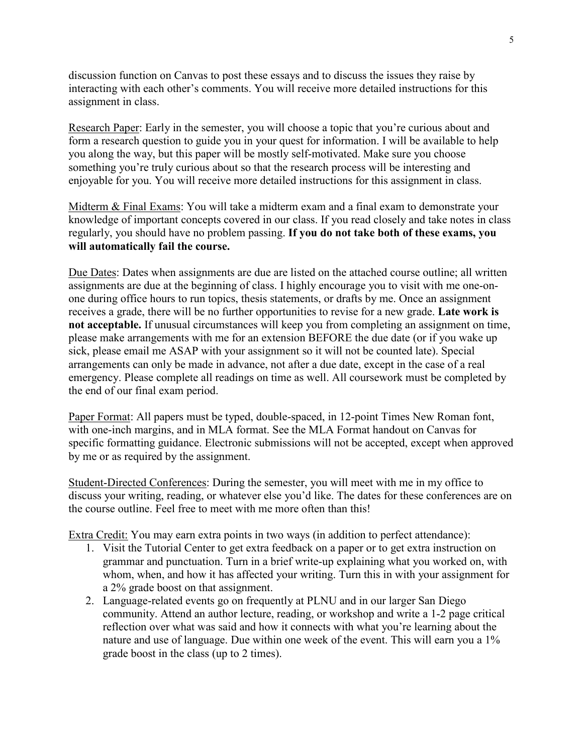discussion function on Canvas to post these essays and to discuss the issues they raise by interacting with each other's comments. You will receive more detailed instructions for this assignment in class.

<u>Research Paper</u>: Early in the semester, you will choose a topic that you're curious about and form a research question to guide you in your quest for information. I will be available to help you along the way, but this paper will be mostly self-motivated. Make sure you choose something you're truly curious about so that the research process will be interesting and enjoyable for you. You will receive more detailed instructions for this assignment in class.

<u>Midterm & Final Exams</u>: You will take a midterm exam and a final exam to demonstrate your knowledge of important concepts covered in our class. If you read closely and take notes in class regularly, you should have no problem passing. **If you do not take both of these exams, you will automatically fail the course.**

<u>Due Dates</u>: Dates when assignments are due are listed on the attached course outline; all written assignments are due at the beginning of class. I highly encourage you to visit with me one-on-one during office hours to run topics, thesis statements, or drafts by me. Once an assignment receives a grade, there will be no further opportunities to revise for a new grade. **Late work is not acceptable.** If unusual circumstances will keep you from completing an assignment on time, please make arrangements with me for an extension BEFORE the due date (or if you wake up sick, please email me ASAP with your assignment so it will not be counted late). Special arrangements can only be made in advance, not after a due date, except in the case of a real emergency. Please complete all readings on time as well. All coursework must be completed by the end of our final exam period.

<u>Paper Format</u>: All papers must be typed, double-spaced, in 12-point Times New Roman font, with one-inch margins, and in MLA format. See the MLA Format handout on Canvas for specific formatting guidance. Electronic submissions will not be accepted, except when approved by me or as required by the assignment.

<u>Student-Directed Conferences</u>: During the semester, you will meet with me in my office to discuss your writing, reading, or whatever else you'd like. The dates for these conferences are on the course outline. Feel free to meet with me more often than this!

<u>Extra Credit:</u> You may earn extra points in two ways (in addition to perfect attendance):

1. Visit the Tutorial Center to get extra feedback on a paper or to get extra instruction on grammar and punctuation. Turn in a brief write-up explaining what you worked on, with whom, when, and how it has affected your writing. Turn this in with your assignment for a 2% grade boost on that assignment.
2. Language-related events go on frequently at PLNU and in our larger San Diego community. Attend an author lecture, reading, or workshop and write a 1-2 page critical reflection over what was said and how it connects with what you're learning about the nature and use of language. Due within one week of the event. This will earn you a 1% grade boost in the class (up to 2 times).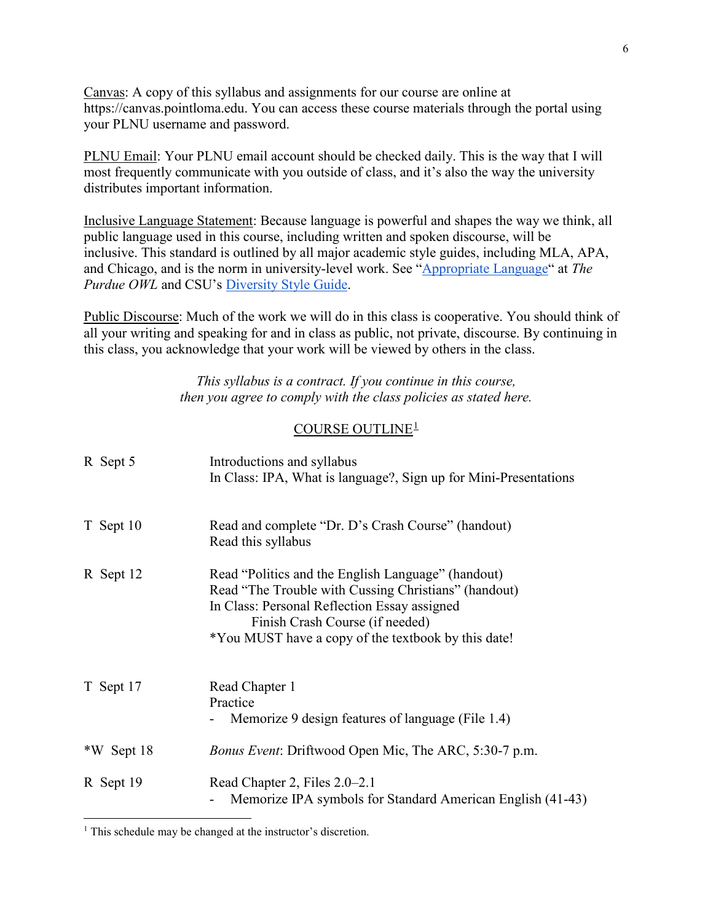<u>Canvas</u>: A copy of this syllabus and assignments for our course are online at https://canvas.pointloma.edu. You can access these course materials through the portal using your PLNU username and password.

<u>PLNU Email</u>: Your PLNU email account should be checked daily. This is the way that I will most frequently communicate with you outside of class, and it's also the way the university distributes important information.

<u>Inclusive Language Statement</u>: Because language is powerful and shapes the way we think, all public language used in this course, including written and spoken discourse, will be inclusive. This standard is outlined by all major academic style guides, including MLA, APA, and Chicago, and is the norm in university-level work. See "Appropriate Language" at *The Purdue OWL* and CSU's Diversity Style Guide.

<u>Public Discourse</u>: Much of the work we will do in this class is cooperative. You should think of all your writing and speaking for and in class as public, not private, discourse. By continuing in this class, you acknowledge that your work will be viewed by others in the class.

*This syllabus is a contract. If you continue in this course, then you agree to comply with the class policies as stated here.*

## COURSE OUTLINE[1]

| | |
|---|---|
| R Sept 5 | Introductions and syllabus<br>In Class: IPA, What is language?, Sign up for Mini-Presentations |
| T Sept 10 | Read and complete "Dr. D's Crash Course" (handout)<br>Read this syllabus |
| R Sept 12 | Read "Politics and the English Language" (handout)<br>Read "The Trouble with Cussing Christians" (handout)<br>In Class: Personal Reflection Essay assigned<br>Finish Crash Course (if needed)<br>*You MUST have a copy of the textbook by this date! |
| T Sept 17 | Read Chapter 1<br>Practice<br>- Memorize 9 design features of language (File 1.4) |
| *W Sept 18 | *Bonus Event*: Driftwood Open Mic, The ARC, 5:30-7 p.m. |
| R Sept 19 | Read Chapter 2, Files 2.0–2.1<br>- Memorize IPA symbols for Standard American English (41-43) |

[1] This schedule may be changed at the instructor's discretion.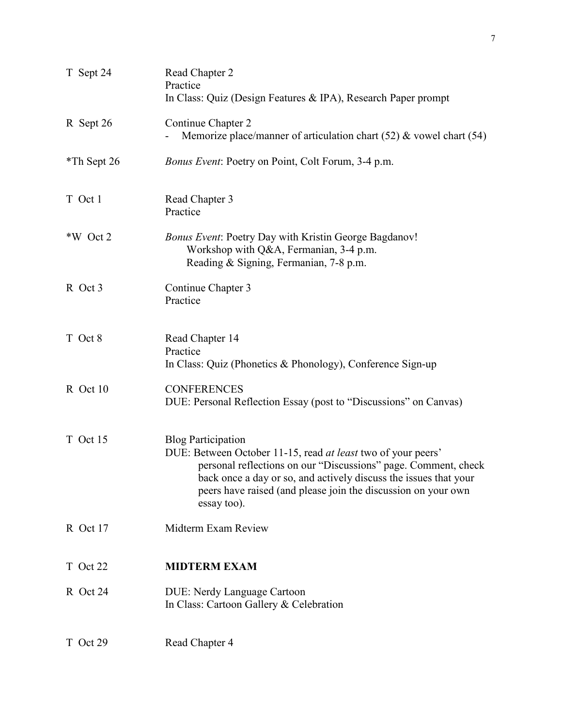| | |
|---|---|
| T Sept 24 | Read Chapter 2<br>Practice<br>In Class: Quiz (Design Features & IPA), Research Paper prompt |
| R Sept 26 | Continue Chapter 2<br>- Memorize place/manner of articulation chart (52) & vowel chart (54) |
| *Th Sept 26 | *Bonus Event*: Poetry on Point, Colt Forum, 3-4 p.m. |
| T Oct 1 | Read Chapter 3<br>Practice |
| *W Oct 2 | *Bonus Event*: Poetry Day with Kristin George Bagdanov!<br>Workshop with Q&A, Fermanian, 3-4 p.m.<br>Reading & Signing, Fermanian, 7-8 p.m. |
| R Oct 3 | Continue Chapter 3<br>Practice |
| T Oct 8 | Read Chapter 14<br>Practice<br>In Class: Quiz (Phonetics & Phonology), Conference Sign-up |
| R Oct 10 | CONFERENCES<br>DUE: Personal Reflection Essay (post to "Discussions" on Canvas) |
| T Oct 15 | Blog Participation<br>DUE: Between October 11-15, read *at least* two of your peers' personal reflections on our "Discussions" page. Comment, check back once a day or so, and actively discuss the issues that your peers have raised (and please join the discussion on your own essay too). |
| R Oct 17 | Midterm Exam Review |
| T Oct 22 | **MIDTERM EXAM** |
| R Oct 24 | DUE: Nerdy Language Cartoon<br>In Class: Cartoon Gallery & Celebration |
| T Oct 29 | Read Chapter 4 |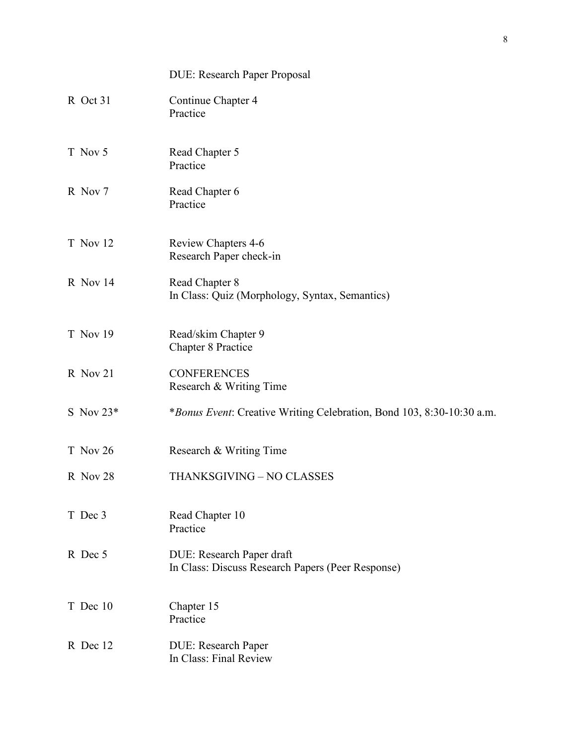| | |
|---|---|
| | DUE: Research Paper Proposal |
| R Oct 31 | Continue Chapter 4<br>Practice |
| T Nov 5 | Read Chapter 5<br>Practice |
| R Nov 7 | Read Chapter 6<br>Practice |
| T Nov 12 | Review Chapters 4-6<br>Research Paper check-in |
| R Nov 14 | Read Chapter 8<br>In Class: Quiz (Morphology, Syntax, Semantics) |
| T Nov 19 | Read/skim Chapter 9<br>Chapter 8 Practice |
| R Nov 21 | CONFERENCES<br>Research & Writing Time |
| S Nov 23* | *Bonus Event*: Creative Writing Celebration, Bond 103, 8:30-10:30 a.m. |
| T Nov 26 | Research & Writing Time |
| R Nov 28 | THANKSGIVING – NO CLASSES |
| T Dec 3 | Read Chapter 10<br>Practice |
| R Dec 5 | DUE: Research Paper draft<br>In Class: Discuss Research Papers (Peer Response) |
| T Dec 10 | Chapter 15<br>Practice |
| R Dec 12 | DUE: Research Paper<br>In Class: Final Review |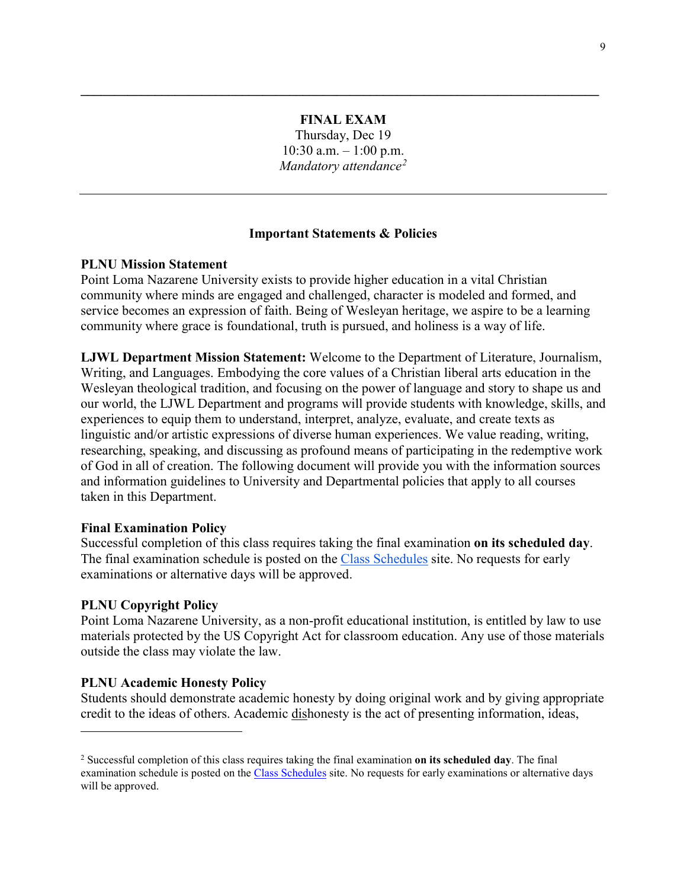---

**FINAL EXAM**

Thursday, Dec 19

10:30 a.m. – 1:00 p.m.

*Mandatory attendance*[2]

---

## Important Statements & Policies

**PLNU Mission Statement**

Point Loma Nazarene University exists to provide higher education in a vital Christian community where minds are engaged and challenged, character is modeled and formed, and service becomes an expression of faith. Being of Wesleyan heritage, we aspire to be a learning community where grace is foundational, truth is pursued, and holiness is a way of life.

**LJWL Department Mission Statement:** Welcome to the Department of Literature, Journalism, Writing, and Languages. Embodying the core values of a Christian liberal arts education in the Wesleyan theological tradition, and focusing on the power of language and story to shape us and our world, the LJWL Department and programs will provide students with knowledge, skills, and experiences to equip them to understand, interpret, analyze, evaluate, and create texts as linguistic and/or artistic expressions of diverse human experiences. We value reading, writing, researching, speaking, and discussing as profound means of participating in the redemptive work of God in all of creation. The following document will provide you with the information sources and information guidelines to University and Departmental policies that apply to all courses taken in this Department.

**Final Examination Policy**

Successful completion of this class requires taking the final examination **on its scheduled day**. The final examination schedule is posted on the Class Schedules site. No requests for early examinations or alternative days will be approved.

**PLNU Copyright Policy**

Point Loma Nazarene University, as a non-profit educational institution, is entitled by law to use materials protected by the US Copyright Act for classroom education. Any use of those materials outside the class may violate the law.

**PLNU Academic Honesty Policy**

Students should demonstrate academic honesty by doing original work and by giving appropriate credit to the ideas of others. Academic dishonesty is the act of presenting information, ideas,

---

[2] Successful completion of this class requires taking the final examination **on its scheduled day**. The final examination schedule is posted on the Class Schedules site. No requests for early examinations or alternative days will be approved.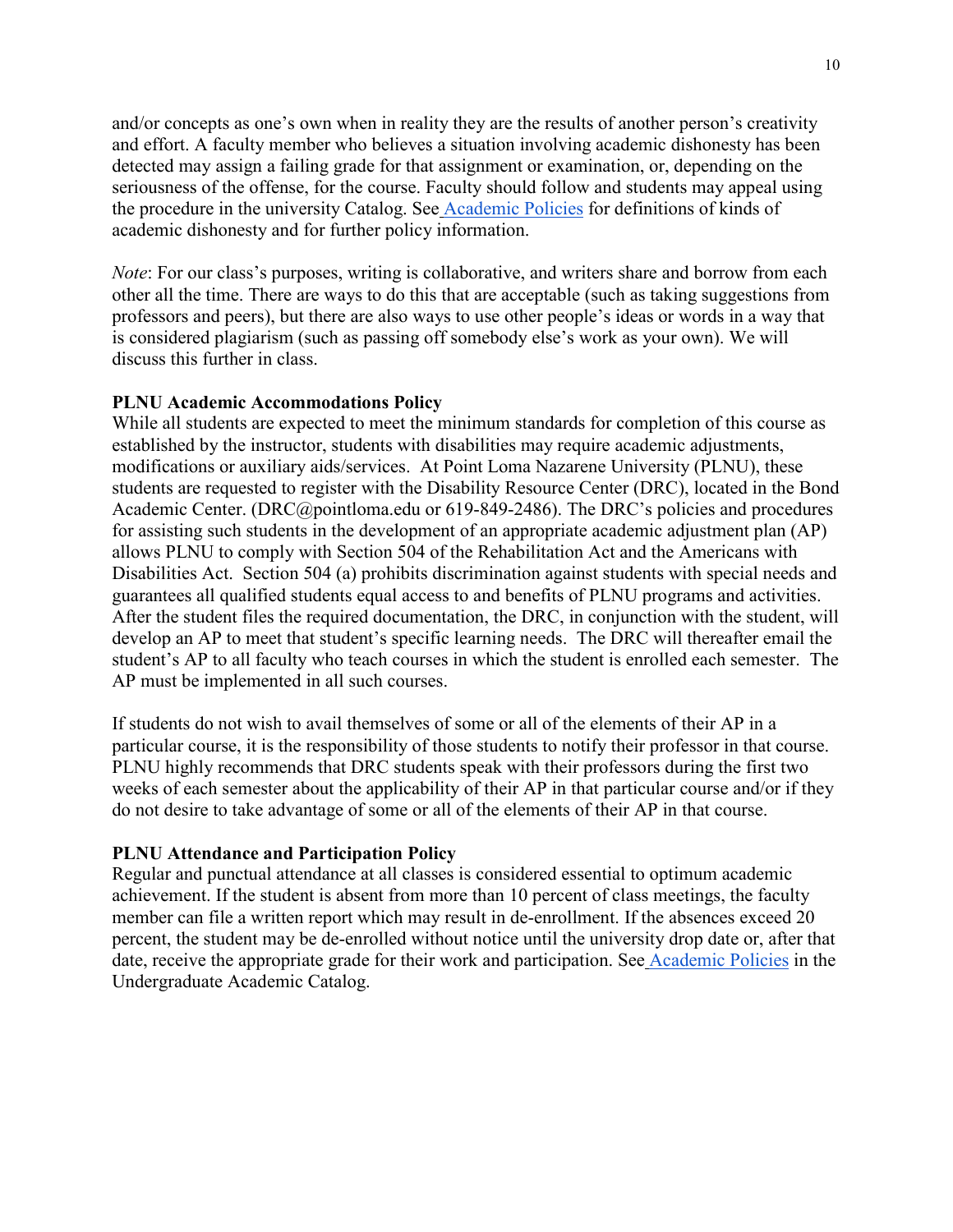and/or concepts as one's own when in reality they are the results of another person's creativity and effort. A faculty member who believes a situation involving academic dishonesty has been detected may assign a failing grade for that assignment or examination, or, depending on the seriousness of the offense, for the course. Faculty should follow and students may appeal using the procedure in the university Catalog. See Academic Policies for definitions of kinds of academic dishonesty and for further policy information.

*Note*: For our class's purposes, writing is collaborative, and writers share and borrow from each other all the time. There are ways to do this that are acceptable (such as taking suggestions from professors and peers), but there are also ways to use other people's ideas or words in a way that is considered plagiarism (such as passing off somebody else's work as your own). We will discuss this further in class.

**PLNU Academic Accommodations Policy**

While all students are expected to meet the minimum standards for completion of this course as established by the instructor, students with disabilities may require academic adjustments, modifications or auxiliary aids/services. At Point Loma Nazarene University (PLNU), these students are requested to register with the Disability Resource Center (DRC), located in the Bond Academic Center. (DRC@pointloma.edu or 619-849-2486). The DRC's policies and procedures for assisting such students in the development of an appropriate academic adjustment plan (AP) allows PLNU to comply with Section 504 of the Rehabilitation Act and the Americans with Disabilities Act. Section 504 (a) prohibits discrimination against students with special needs and guarantees all qualified students equal access to and benefits of PLNU programs and activities. After the student files the required documentation, the DRC, in conjunction with the student, will develop an AP to meet that student's specific learning needs. The DRC will thereafter email the student's AP to all faculty who teach courses in which the student is enrolled each semester. The AP must be implemented in all such courses.

If students do not wish to avail themselves of some or all of the elements of their AP in a particular course, it is the responsibility of those students to notify their professor in that course. PLNU highly recommends that DRC students speak with their professors during the first two weeks of each semester about the applicability of their AP in that particular course and/or if they do not desire to take advantage of some or all of the elements of their AP in that course.

**PLNU Attendance and Participation Policy**

Regular and punctual attendance at all classes is considered essential to optimum academic achievement. If the student is absent from more than 10 percent of class meetings, the faculty member can file a written report which may result in de-enrollment. If the absences exceed 20 percent, the student may be de-enrolled without notice until the university drop date or, after that date, receive the appropriate grade for their work and participation. See Academic Policies in the Undergraduate Academic Catalog.